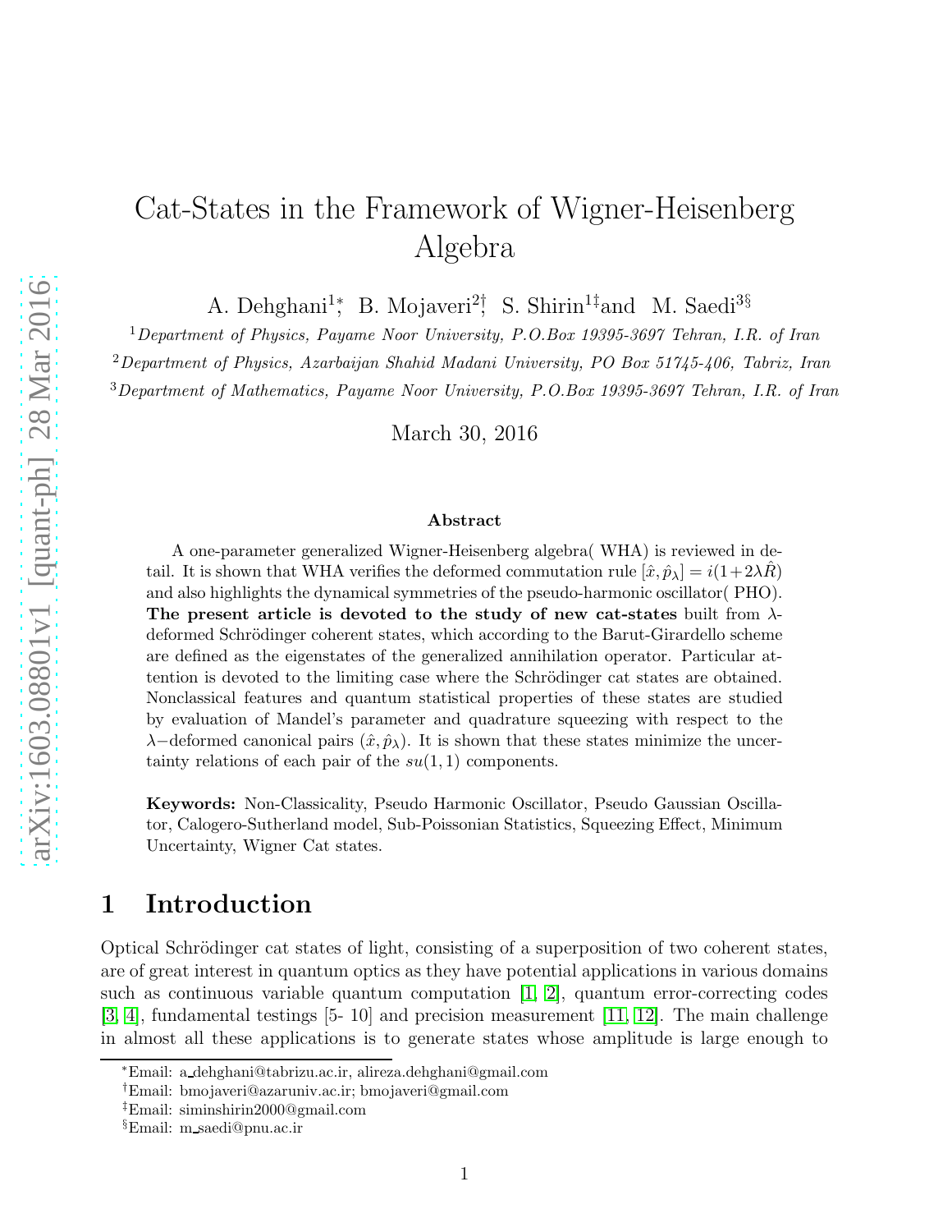# Cat-States in the Framework of Wigner-Heisenberg Algebra

A. Dehghani[1]*, B. Mojaveri[2]†, S. Shirin[1]‡ and M. Saedi[3]§

[1] *Department of Physics, Payame Noor University, P.O.Box 19395-3697 Tehran, I.R. of Iran*

[2] *Department of Physics, Azarbaijan Shahid Madani University, PO Box 51745-406, Tabriz, Iran*

[3] *Department of Mathematics, Payame Noor University, P.O.Box 19395-3697 Tehran, I.R. of Iran*

March 30, 2016

### Abstract

A one-parameter generalized Wigner-Heisenberg algebra( WHA) is reviewed in detail. It is shown that WHA verifies the deformed commutation rule $[\hat{x}, \hat{p}_\lambda] = i(1+2\lambda\hat{R})$ and also highlights the dynamical symmetries of the pseudo-harmonic oscillator( PHO). **The present article is devoted to the study of new cat-states** built from $\lambda$-deformed Schrödinger coherent states, which according to the Barut-Girardello scheme are defined as the eigenstates of the generalized annihilation operator. Particular attention is devoted to the limiting case where the Schrödinger cat states are obtained. Nonclassical features and quantum statistical properties of these states are studied by evaluation of Mandel's parameter and quadrature squeezing with respect to the $\lambda-$deformed canonical pairs $(\hat{x}, \hat{p}_\lambda)$. It is shown that these states minimize the uncertainty relations of each pair of the $su(1,1)$ components.

**Keywords:** Non-Classicality, Pseudo Harmonic Oscillator, Pseudo Gaussian Oscillator, Calogero-Sutherland model, Sub-Poissonian Statistics, Squeezing Effect, Minimum Uncertainty, Wigner Cat states.

## 1 Introduction

Optical Schrödinger cat states of light, consisting of a superposition of two coherent states, are of great interest in quantum optics as they have potential applications in various domains such as continuous variable quantum computation [1, 2], quantum error-correcting codes [3, 4], fundamental testings [5- 10] and precision measurement [11, 12]. The main challenge in almost all these applications is to generate states whose amplitude is large enough to

*Email: a_dehghani@tabrizu.ac.ir, alireza.dehghani@gmail.com

†Email: bmojaveri@azaruniv.ac.ir; bmojaveri@gmail.com

‡Email: siminshirin2000@gmail.com

§Email: m_saedi@pnu.ac.ir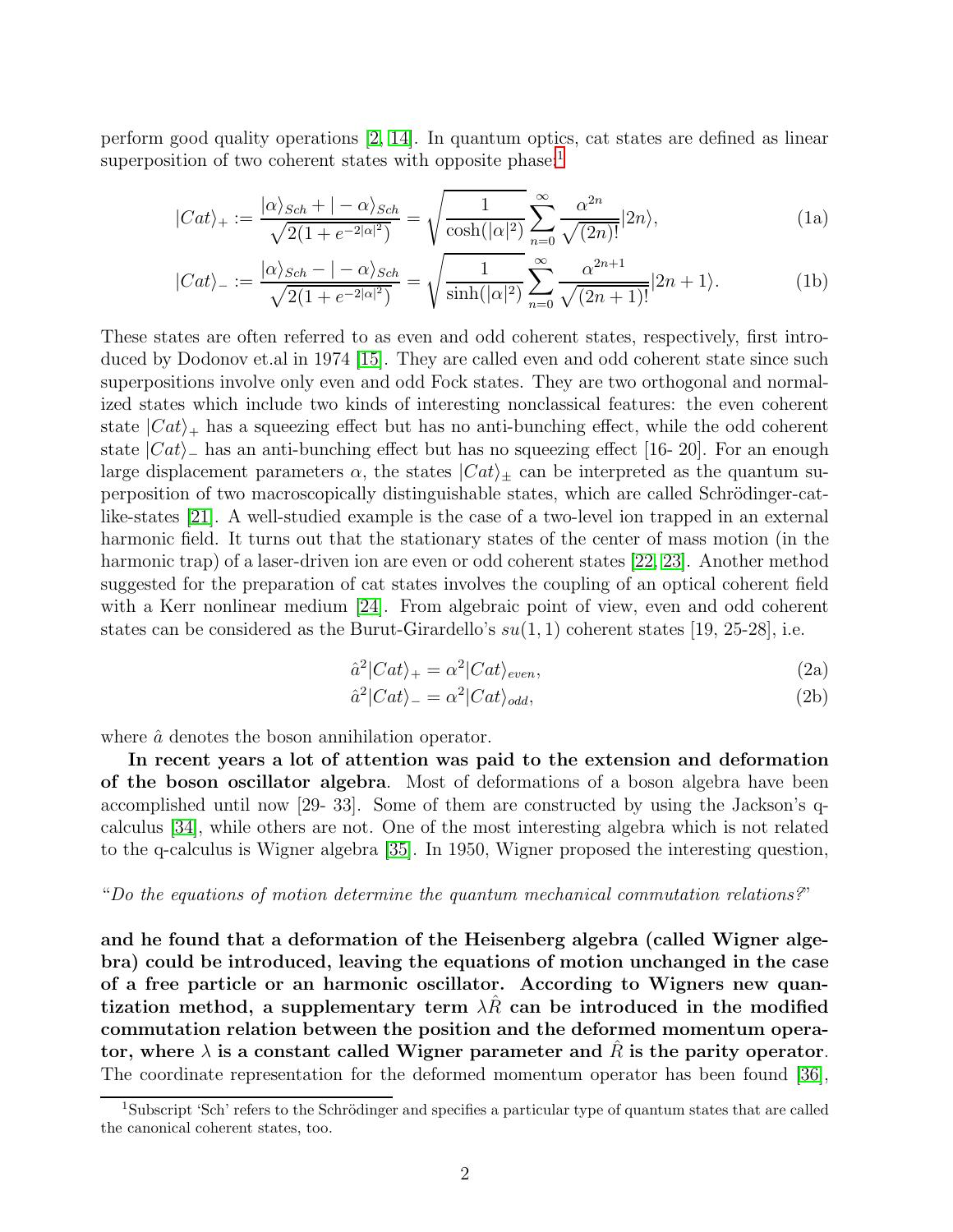perform good quality operations [2, 14]. In quantum optics, cat states are defined as linear superposition of two coherent states with opposite phase:[1]

$$|Cat\rangle_+ := \frac{|\alpha\rangle_{Sch} + |-\alpha\rangle_{Sch}}{\sqrt{2(1+e^{-2|\alpha|^2})}} = \sqrt{\frac{1}{\cosh(|\alpha|^2)}} \sum_{n=0}^{\infty} \frac{\alpha^{2n}}{\sqrt{(2n)!}} |2n\rangle, \tag{1a}$$

$$|Cat\rangle_- := \frac{|\alpha\rangle_{Sch} - |-\alpha\rangle_{Sch}}{\sqrt{2(1+e^{-2|\alpha|^2})}} = \sqrt{\frac{1}{\sinh(|\alpha|^2)}} \sum_{n=0}^{\infty} \frac{\alpha^{2n+1}}{\sqrt{(2n+1)!}} |2n+1\rangle. \tag{1b}$$

These states are often referred to as even and odd coherent states, respectively, first introduced by Dodonov et.al in 1974 [15]. They are called even and odd coherent state since such superpositions involve only even and odd Fock states. They are two orthogonal and normalized states which include two kinds of interesting nonclassical features: the even coherent state $|Cat\rangle_+$ has a squeezing effect but has no anti-bunching effect, while the odd coherent state $|Cat\rangle_-$ has an anti-bunching effect but has no squeezing effect [16- 20]. For an enough large displacement parameters $\alpha$, the states $|Cat\rangle_\pm$ can be interpreted as the quantum superposition of two macroscopically distinguishable states, which are called Schrödinger-cat-like-states [21]. A well-studied example is the case of a two-level ion trapped in an external harmonic field. It turns out that the stationary states of the center of mass motion (in the harmonic trap) of a laser-driven ion are even or odd coherent states [22, 23]. Another method suggested for the preparation of cat states involves the coupling of an optical coherent field with a Kerr nonlinear medium [24]. From algebraic point of view, even and odd coherent states can be considered as the Burut-Girardello's $su(1,1)$ coherent states [19, 25-28], i.e.

$$\hat{a}^2|Cat\rangle_+ = \alpha^2|Cat\rangle_{even}, \tag{2a}$$

$$\hat{a}^2|Cat\rangle_- = \alpha^2|Cat\rangle_{odd}, \tag{2b}$$

where $\hat{a}$ denotes the boson annihilation operator.

**In recent years a lot of attention was paid to the extension and deformation of the boson oscillator algebra**. Most of deformations of a boson algebra have been accomplished until now [29- 33]. Some of them are constructed by using the Jackson's q-calculus [34], while others are not. One of the most interesting algebra which is not related to the q-calculus is Wigner algebra [35]. In 1950, Wigner proposed the interesting question,

"*Do the equations of motion determine the quantum mechanical commutation relations?*"

**and he found that a deformation of the Heisenberg algebra (called Wigner algebra) could be introduced, leaving the equations of motion unchanged in the case of a free particle or an harmonic oscillator. According to Wigners new quantization method, a supplementary term $\lambda\hat{R}$ can be introduced in the modified commutation relation between the position and the deformed momentum operator, where $\lambda$ is a constant called Wigner parameter and $\hat{R}$ is the parity operator**. The coordinate representation for the deformed momentum operator has been found [36],

[1] Subscript 'Sch' refers to the Schrödinger and specifies a particular type of quantum states that are called the canonical coherent states, too.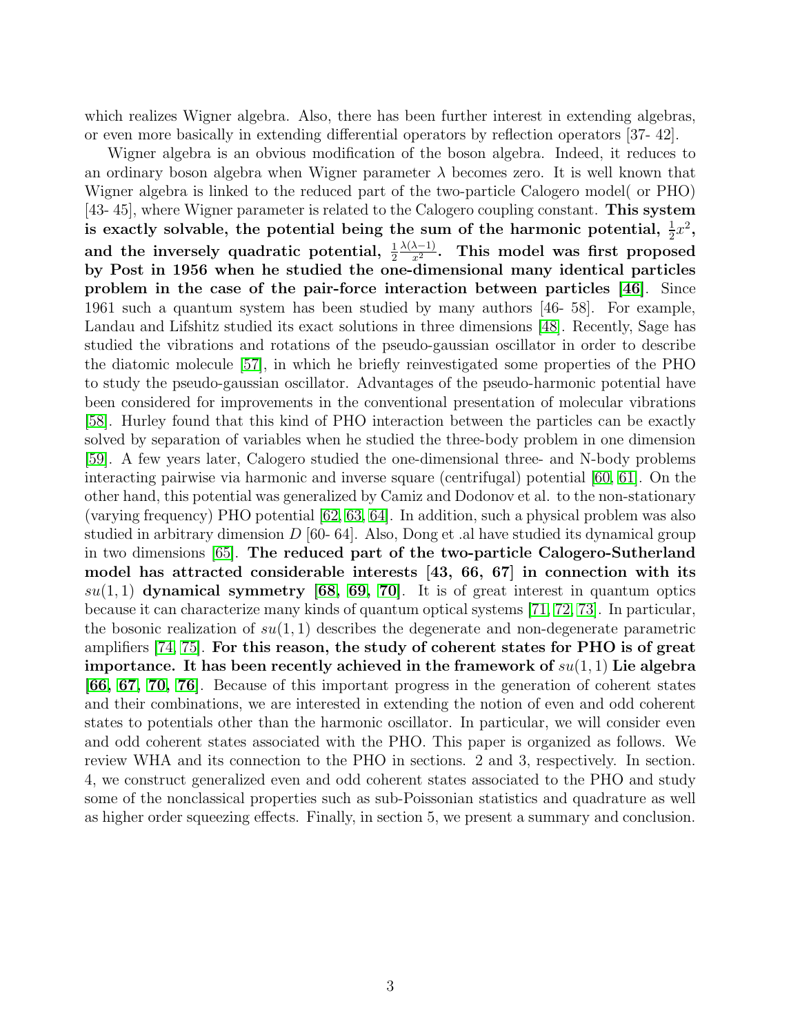which realizes Wigner algebra. Also, there has been further interest in extending algebras, or even more basically in extending differential operators by reflection operators [37- 42].

Wigner algebra is an obvious modification of the boson algebra. Indeed, it reduces to an ordinary boson algebra when Wigner parameter $\lambda$ becomes zero. It is well known that Wigner algebra is linked to the reduced part of the two-particle Calogero model( or PHO) [43- 45], where Wigner parameter is related to the Calogero coupling constant. **This system is exactly solvable, the potential being the sum of the harmonic potential, $\frac{1}{2}x^2$, and the inversely quadratic potential, $\frac{1}{2}\frac{\lambda(\lambda-1)}{x^2}$. This model was first proposed by Post in 1956 when he studied the one-dimensional many identical particles problem in the case of the pair-force interaction between particles [46]**. Since 1961 such a quantum system has been studied by many authors [46- 58]. For example, Landau and Lifshitz studied its exact solutions in three dimensions [48]. Recently, Sage has studied the vibrations and rotations of the pseudo-gaussian oscillator in order to describe the diatomic molecule [57], in which he briefly reinvestigated some properties of the PHO to study the pseudo-gaussian oscillator. Advantages of the pseudo-harmonic potential have been considered for improvements in the conventional presentation of molecular vibrations [58]. Hurley found that this kind of PHO interaction between the particles can be exactly solved by separation of variables when he studied the three-body problem in one dimension [59]. A few years later, Calogero studied the one-dimensional three- and N-body problems interacting pairwise via harmonic and inverse square (centrifugal) potential [60, 61]. On the other hand, this potential was generalized by Camiz and Dodonov et al. to the non-stationary (varying frequency) PHO potential [62, 63, 64]. In addition, such a physical problem was also studied in arbitrary dimension $D$ [60- 64]. Also, Dong et .al have studied its dynamical group in two dimensions [65]. **The reduced part of the two-particle Calogero-Sutherland model has attracted considerable interests [43, 66, 67] in connection with its $su(1,1)$ dynamical symmetry [68, 69, 70]**. It is of great interest in quantum optics because it can characterize many kinds of quantum optical systems [71, 72, 73]. In particular, the bosonic realization of $su(1,1)$ describes the degenerate and non-degenerate parametric amplifiers [74, 75]. **For this reason, the study of coherent states for PHO is of great importance. It has been recently achieved in the framework of $su(1,1)$ Lie algebra [66, 67, 70, 76]**. Because of this important progress in the generation of coherent states and their combinations, we are interested in extending the notion of even and odd coherent states to potentials other than the harmonic oscillator. In particular, we will consider even and odd coherent states associated with the PHO. This paper is organized as follows. We review WHA and its connection to the PHO in sections. 2 and 3, respectively. In section. 4, we construct generalized even and odd coherent states associated to the PHO and study some of the nonclassical properties such as sub-Poissonian statistics and quadrature as well as higher order squeezing effects. Finally, in section 5, we present a summary and conclusion.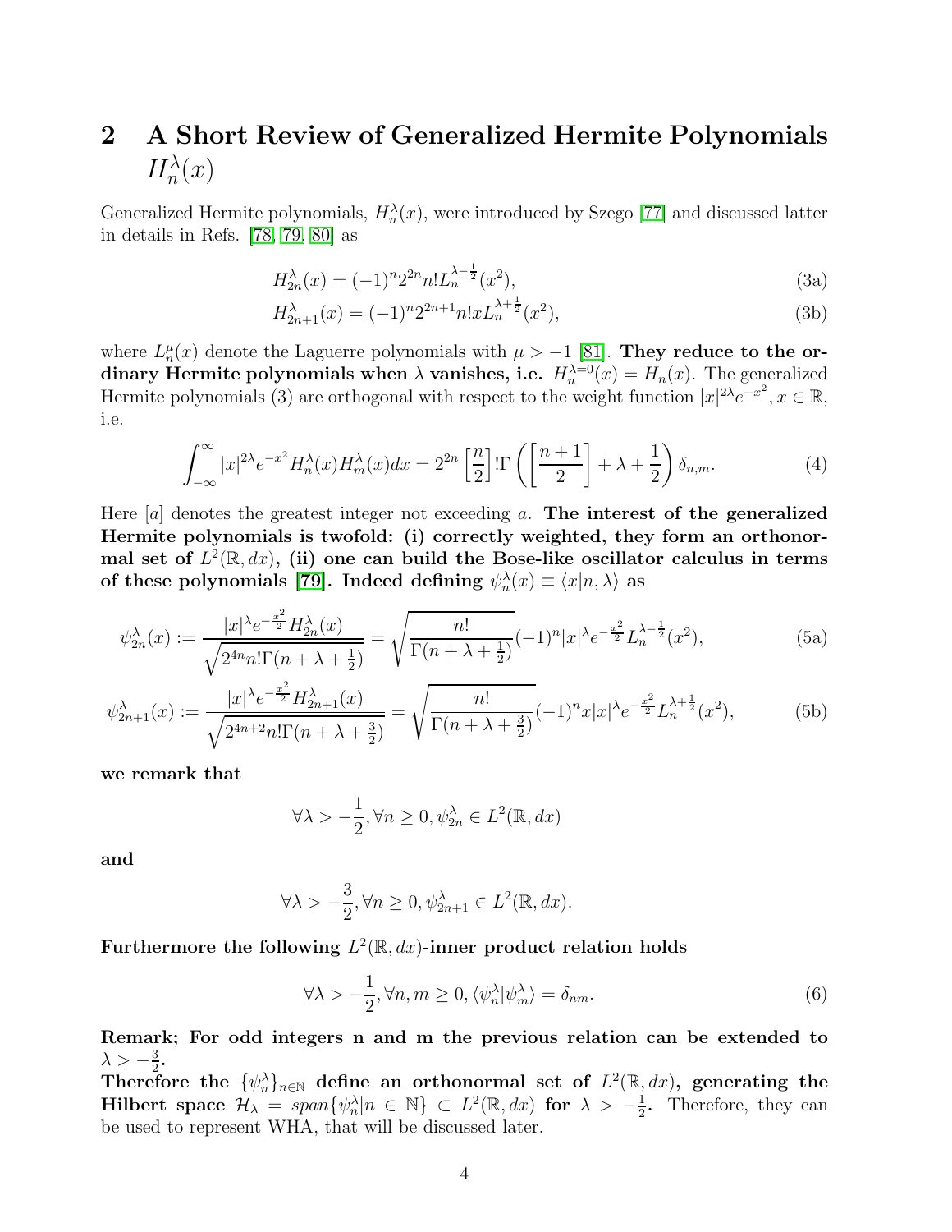## 2 A Short Review of Generalized Hermite Polynomials $H_n^\lambda(x)$

Generalized Hermite polynomials, $H_n^\lambda(x)$, were introduced by Szego [77] and discussed latter in details in Refs. [78, 79, 80] as

$$H_{2n}^\lambda(x) = (-1)^n 2^{2n} n! L_n^{\lambda-\frac{1}{2}}(x^2), \tag{3a}$$

$$H_{2n+1}^\lambda(x) = (-1)^n 2^{2n+1} n! x L_n^{\lambda+\frac{1}{2}}(x^2), \tag{3b}$$

where $L_n^\mu(x)$ denote the Laguerre polynomials with $\mu > -1$ [81]. **They reduce to the ordinary Hermite polynomials when $\lambda$ vanishes, i.e. $H_n^{\lambda=0}(x) = H_n(x)$.** The generalized Hermite polynomials (3) are orthogonal with respect to the weight function $|x|^{2\lambda}e^{-x^2}, x \in \mathbb{R}$, i.e.

$$\int_{-\infty}^{\infty} |x|^{2\lambda} e^{-x^2} H_n^\lambda(x) H_m^\lambda(x) dx = 2^{2n} \left[\frac{n}{2}\right]! \Gamma\left(\left[\frac{n+1}{2}\right] + \lambda + \frac{1}{2}\right) \delta_{n,m}. \tag{4}$$

Here $[a]$ denotes the greatest integer not exceeding $a$. **The interest of the generalized Hermite polynomials is twofold: (i) correctly weighted, they form an orthonormal set of $L^2(\mathbb{R}, dx)$, (ii) one can build the Bose-like oscillator calculus in terms of these polynomials [79]. Indeed defining $\psi_n^\lambda(x) \equiv \langle x|n, \lambda\rangle$ as**

$$\psi_{2n}^\lambda(x) := \frac{|x|^\lambda e^{-\frac{x^2}{2}} H_{2n}^\lambda(x)}{\sqrt{2^{4n} n! \Gamma(n + \lambda + \frac{1}{2})}} = \sqrt{\frac{n!}{\Gamma(n + \lambda + \frac{1}{2})}} (-1)^n |x|^\lambda e^{-\frac{x^2}{2}} L_n^{\lambda-\frac{1}{2}}(x^2), \tag{5a}$$

$$\psi_{2n+1}^\lambda(x) := \frac{|x|^\lambda e^{-\frac{x^2}{2}} H_{2n+1}^\lambda(x)}{\sqrt{2^{4n+2} n! \Gamma(n + \lambda + \frac{3}{2})}} = \sqrt{\frac{n!}{\Gamma(n + \lambda + \frac{3}{2})}} (-1)^n x |x|^\lambda e^{-\frac{x^2}{2}} L_n^{\lambda+\frac{1}{2}}(x^2), \tag{5b}$$

**we remark that**

$$\forall \lambda > -\frac{1}{2}, \forall n \geq 0, \psi_{2n}^\lambda \in L^2(\mathbb{R}, dx)$$

**and**

$$\forall \lambda > -\frac{3}{2}, \forall n \geq 0, \psi_{2n+1}^\lambda \in L^2(\mathbb{R}, dx).$$

**Furthermore the following $L^2(\mathbb{R}, dx)$-inner product relation holds**

$$\forall \lambda > -\frac{1}{2}, \forall n, m \geq 0, \langle \psi_n^\lambda | \psi_m^\lambda \rangle = \delta_{nm}. \tag{6}$$

**Remark; For odd integers n and m the previous relation can be extended to $\lambda > -\frac{3}{2}$.**

**Therefore the $\{\psi_n^\lambda\}_{n\in\mathbb{N}}$ define an orthonormal set of $L^2(\mathbb{R}, dx)$, generating the Hilbert space $\mathcal{H}_\lambda = span\{\psi_n^\lambda | n \in \mathbb{N}\} \subset L^2(\mathbb{R}, dx)$ for $\lambda > -\frac{1}{2}$.** Therefore, they can be used to represent WHA, that will be discussed later.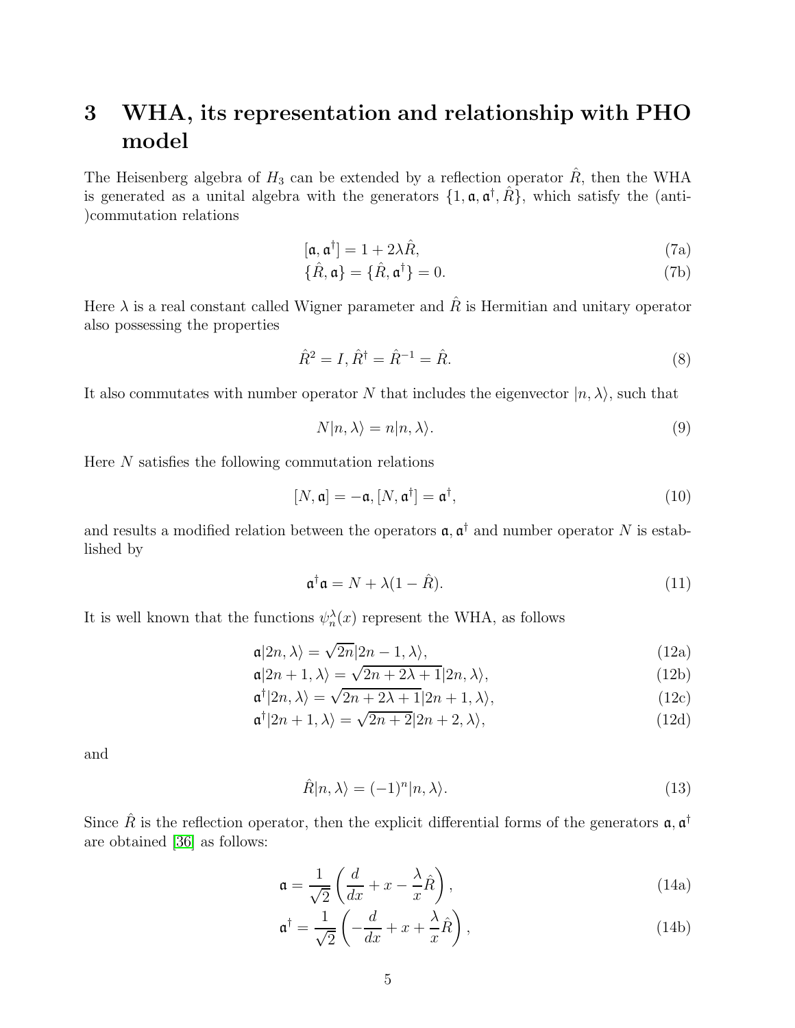# 3 WHA, its representation and relationship with PHO model

The Heisenberg algebra of $H_3$ can be extended by a reflection operator $\hat{R}$, then the WHA is generated as a unital algebra with the generators $\{1, \mathfrak{a}, \mathfrak{a}^\dagger, \hat{R}\}$, which satisfy the (anti-)commutation relations

$$[\mathfrak{a}, \mathfrak{a}^\dagger] = 1 + 2\lambda\hat{R}, \tag{7a}$$

$$\{\hat{R}, \mathfrak{a}\} = \{\hat{R}, \mathfrak{a}^\dagger\} = 0. \tag{7b}$$

Here $\lambda$ is a real constant called Wigner parameter and $\hat{R}$ is Hermitian and unitary operator also possessing the properties

$$\hat{R}^2 = I, \hat{R}^\dagger = \hat{R}^{-1} = \hat{R}. \tag{8}$$

It also commutates with number operator $N$ that includes the eigenvector $|n, \lambda\rangle$, such that

$$N|n, \lambda\rangle = n|n, \lambda\rangle. \tag{9}$$

Here $N$ satisfies the following commutation relations

$$[N, \mathfrak{a}] = -\mathfrak{a}, [N, \mathfrak{a}^\dagger] = \mathfrak{a}^\dagger, \tag{10}$$

and results a modified relation between the operators $\mathfrak{a}, \mathfrak{a}^\dagger$ and number operator $N$ is established by

$$\mathfrak{a}^\dagger\mathfrak{a} = N + \lambda(1 - \hat{R}). \tag{11}$$

It is well known that the functions $\psi_n^\lambda(x)$ represent the WHA, as follows

$$\mathfrak{a}|2n, \lambda\rangle = \sqrt{2n}|2n - 1, \lambda\rangle, \tag{12a}$$

$$\mathfrak{a}|2n + 1, \lambda\rangle = \sqrt{2n + 2\lambda + 1}|2n, \lambda\rangle, \tag{12b}$$

$$\mathfrak{a}^\dagger|2n, \lambda\rangle = \sqrt{2n + 2\lambda + 1}|2n + 1, \lambda\rangle, \tag{12c}$$

$$\mathfrak{a}^\dagger|2n + 1, \lambda\rangle = \sqrt{2n + 2}|2n + 2, \lambda\rangle, \tag{12d}$$

and

$$\hat{R}|n, \lambda\rangle = (-1)^n|n, \lambda\rangle. \tag{13}$$

Since $\hat{R}$ is the reflection operator, then the explicit differential forms of the generators $\mathfrak{a}, \mathfrak{a}^\dagger$ are obtained [36] as follows:

$$\mathfrak{a} = \frac{1}{\sqrt{2}}\left(\frac{d}{dx} + x - \frac{\lambda}{x}\hat{R}\right), \tag{14a}$$

$$\mathfrak{a}^\dagger = \frac{1}{\sqrt{2}}\left(-\frac{d}{dx} + x + \frac{\lambda}{x}\hat{R}\right), \tag{14b}$$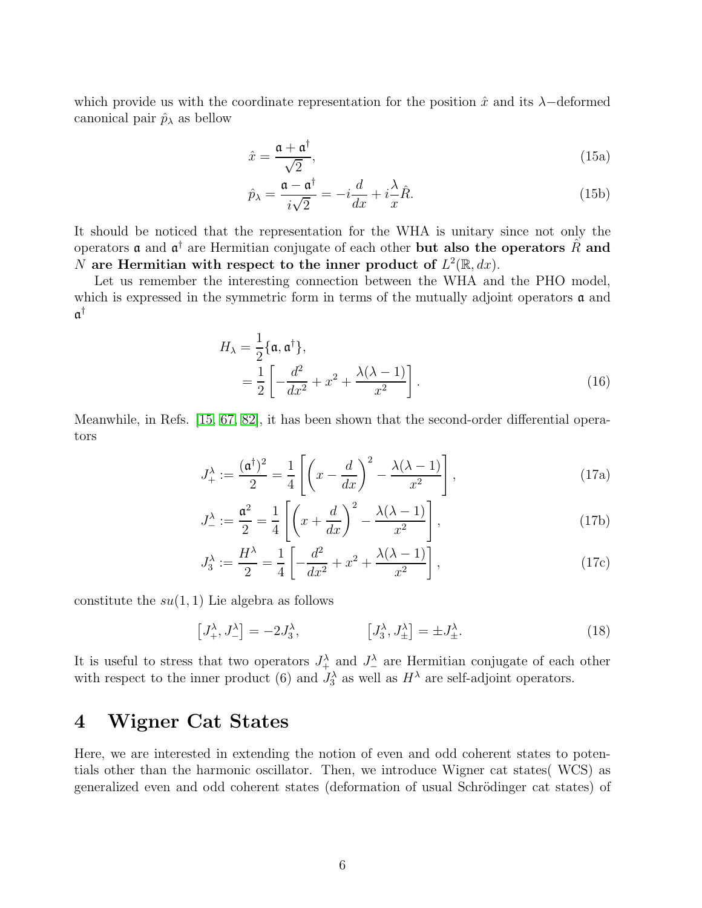which provide us with the coordinate representation for the position $\hat{x}$ and its $\lambda-$deformed canonical pair $\hat{p}_\lambda$ as bellow

$$\hat{x} = \frac{\mathfrak{a} + \mathfrak{a}^\dagger}{\sqrt{2}}, \tag{15a}$$

$$\hat{p}_\lambda = \frac{\mathfrak{a} - \mathfrak{a}^\dagger}{i\sqrt{2}} = -i\frac{d}{dx} + i\frac{\lambda}{x}\hat{R}. \tag{15b}$$

It should be noticed that the representation for the WHA is unitary since not only the operators $\mathfrak{a}$ and $\mathfrak{a}^\dagger$ are Hermitian conjugate of each other **but also the operators $\hat{R}$ and $N$ are Hermitian with respect to the inner product of $L^2(\mathbb{R}, dx)$.**

Let us remember the interesting connection between the WHA and the PHO model, which is expressed in the symmetric form in terms of the mutually adjoint operators $\mathfrak{a}$ and $\mathfrak{a}^\dagger$

$$\begin{aligned} H_\lambda &= \frac{1}{2}\{\mathfrak{a}, \mathfrak{a}^\dagger\}, \\ &= \frac{1}{2}\left[-\frac{d^2}{dx^2} + x^2 + \frac{\lambda(\lambda-1)}{x^2}\right]. \end{aligned} \tag{16}$$

Meanwhile, in Refs. [15, 67, 82], it has been shown that the second-order differential operators

$$J_+^\lambda := \frac{(\mathfrak{a}^\dagger)^2}{2} = \frac{1}{4}\left[\left(x - \frac{d}{dx}\right)^2 - \frac{\lambda(\lambda-1)}{x^2}\right], \tag{17a}$$

$$J_-^\lambda := \frac{\mathfrak{a}^2}{2} = \frac{1}{4}\left[\left(x + \frac{d}{dx}\right)^2 - \frac{\lambda(\lambda-1)}{x^2}\right], \tag{17b}$$

$$J_3^\lambda := \frac{H^\lambda}{2} = \frac{1}{4}\left[-\frac{d^2}{dx^2} + x^2 + \frac{\lambda(\lambda-1)}{x^2}\right], \tag{17c}$$

constitute the $su(1,1)$ Lie algebra as follows

$$\left[J_+^\lambda, J_-^\lambda\right] = -2J_3^\lambda, \qquad \left[J_3^\lambda, J_\pm^\lambda\right] = \pm J_\pm^\lambda. \tag{18}$$

It is useful to stress that two operators $J_+^\lambda$ and $J_-^\lambda$ are Hermitian conjugate of each other with respect to the inner product (6) and $J_3^\lambda$ as well as $H^\lambda$ are self-adjoint operators.

## 4 Wigner Cat States

Here, we are interested in extending the notion of even and odd coherent states to potentials other than the harmonic oscillator. Then, we introduce Wigner cat states( WCS) as generalized even and odd coherent states (deformation of usual Schrödinger cat states) of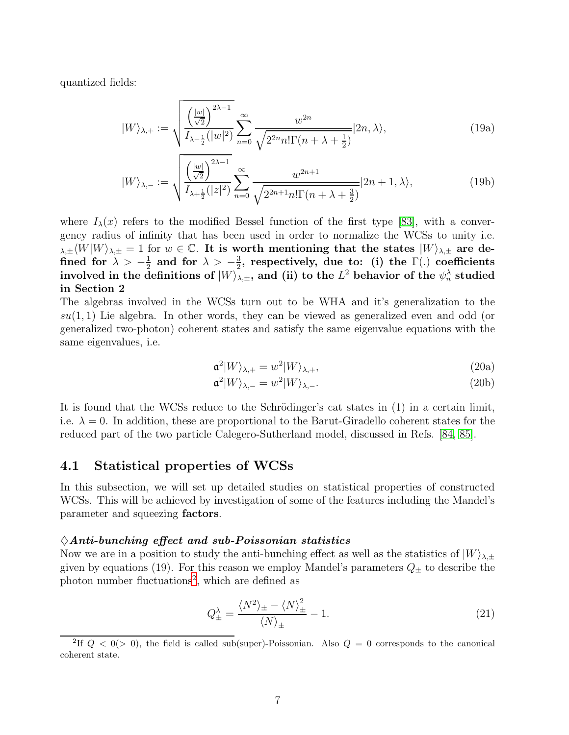quantized fields:

$$
|W\rangle_{\lambda,+} := \sqrt{\frac{\left(\frac{|w|}{\sqrt{2}}\right)^{2\lambda-1}}{I_{\lambda-\frac{1}{2}}(|w|^2)}} \sum_{n=0}^{\infty} \frac{w^{2n}}{\sqrt{2^{2n} n! \Gamma(n+\lambda+\frac{1}{2})}} |2n, \lambda\rangle, \tag{19a}
$$

$$
|W\rangle_{\lambda,-} := \sqrt{\frac{\left(\frac{|w|}{\sqrt{2}}\right)^{2\lambda-1}}{I_{\lambda+\frac{1}{2}}(|z|^2)}} \sum_{n=0}^{\infty} \frac{w^{2n+1}}{\sqrt{2^{2n+1} n! \Gamma(n+\lambda+\frac{3}{2})}} |2n+1, \lambda\rangle, \tag{19b}
$$

where $I_\lambda(x)$ refers to the modified Bessel function of the first type [83], with a convergency radius of infinity that has been used in order to normalize the WCSs to unity i.e. ${}_{\lambda,\pm}\langle W|W\rangle_{\lambda,\pm} = 1$ for $w \in \mathbb{C}$. **It is worth mentioning that the states $|W\rangle_{\lambda,\pm}$ are defined for $\lambda > -\frac{1}{2}$ and for $\lambda > -\frac{3}{2}$, respectively, due to: (i) the $\Gamma(.)$ coefficients involved in the definitions of $|W\rangle_{\lambda,\pm}$, and (ii) to the $L^2$ behavior of the $\psi_n^\lambda$ studied in Section 2**

The algebras involved in the WCSs turn out to be WHA and it's generalization to the $su(1,1)$ Lie algebra. In other words, they can be viewed as generalized even and odd (or generalized two-photon) coherent states and satisfy the same eigenvalue equations with the same eigenvalues, i.e.

$$
\mathfrak{a}^2|W\rangle_{\lambda,+} = w^2|W\rangle_{\lambda,+}, \tag{20a}
$$

$$
\mathfrak{a}^2|W\rangle_{\lambda,-} = w^2|W\rangle_{\lambda,-}. \tag{20b}
$$

It is found that the WCSs reduce to the Schrödinger's cat states in (1) in a certain limit, i.e. $\lambda = 0$. In addition, these are proportional to the Barut-Giradello coherent states for the reduced part of the two particle Calegero-Sutherland model, discussed in Refs. [84, 85].

## 4.1 Statistical properties of WCSs

In this subsection, we will set up detailed studies on statistical properties of constructed WCSs. This will be achieved by investigation of some of the features including the Mandel's parameter and squeezing **factors**.

$\diamondsuit$***Anti-bunching effect and sub-Poissonian statistics***

Now we are in a position to study the anti-bunching effect as well as the statistics of $|W\rangle_{\lambda,\pm}$ given by equations (19). For this reason we employ Mandel's parameters $Q_\pm$ to describe the photon number fluctuations[2], which are defined as

$$
Q_\pm^\lambda = \frac{\langle N^2\rangle_\pm - \langle N\rangle_\pm^2}{\langle N\rangle_\pm} - 1. \tag{21}
$$

[2] If $Q < 0 (> 0)$, the field is called sub(super)-Poissonian. Also $Q = 0$ corresponds to the canonical coherent state.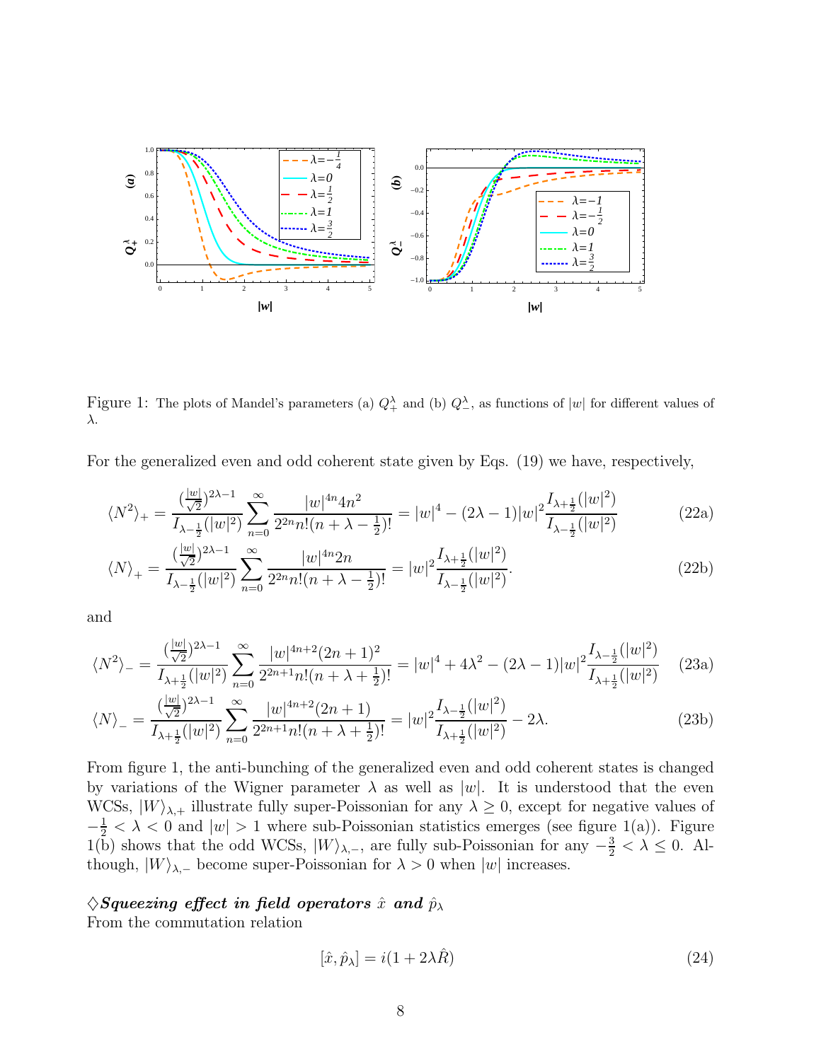Figure 1: The plots of Mandel's parameters (a) $Q_+^\lambda$ and (b) $Q_-^\lambda$, as functions of $|w|$ for different values of $\lambda$.

For the generalized even and odd coherent state given by Eqs. (19) we have, respectively,

$$\langle N^2\rangle_+ = \frac{(\frac{|w|}{\sqrt{2}})^{2\lambda-1}}{I_{\lambda-\frac{1}{2}}(|w|^2)}\sum_{n=0}^{\infty}\frac{|w|^{4n}4n^2}{2^{2n}n!(n+\lambda-\frac{1}{2})!} = |w|^4 - (2\lambda-1)|w|^2\frac{I_{\lambda+\frac{1}{2}}(|w|^2)}{I_{\lambda-\frac{1}{2}}(|w|^2)} \tag{22a}$$

$$\langle N\rangle_+ = \frac{(\frac{|w|}{\sqrt{2}})^{2\lambda-1}}{I_{\lambda-\frac{1}{2}}(|w|^2)}\sum_{n=0}^{\infty}\frac{|w|^{4n}2n}{2^{2n}n!(n+\lambda-\frac{1}{2})!} = |w|^2\frac{I_{\lambda+\frac{1}{2}}(|w|^2)}{I_{\lambda-\frac{1}{2}}(|w|^2)}. \tag{22b}$$

and

$$\langle N^2\rangle_- = \frac{(\frac{|w|}{\sqrt{2}})^{2\lambda-1}}{I_{\lambda+\frac{1}{2}}(|w|^2)}\sum_{n=0}^{\infty}\frac{|w|^{4n+2}(2n+1)^2}{2^{2n+1}n!(n+\lambda+\frac{1}{2})!} = |w|^4 + 4\lambda^2 - (2\lambda-1)|w|^2\frac{I_{\lambda-\frac{1}{2}}(|w|^2)}{I_{\lambda+\frac{1}{2}}(|w|^2)} \tag{23a}$$

$$\langle N\rangle_- = \frac{(\frac{|w|}{\sqrt{2}})^{2\lambda-1}}{I_{\lambda+\frac{1}{2}}(|w|^2)}\sum_{n=0}^{\infty}\frac{|w|^{4n+2}(2n+1)}{2^{2n+1}n!(n+\lambda+\frac{1}{2})!} = |w|^2\frac{I_{\lambda-\frac{1}{2}}(|w|^2)}{I_{\lambda+\frac{1}{2}}(|w|^2)} - 2\lambda. \tag{23b}$$

From figure 1, the anti-bunching of the generalized even and odd coherent states is changed by variations of the Wigner parameter $\lambda$ as well as $|w|$. It is understood that the even WCSs, $|W\rangle_{\lambda,+}$ illustrate fully super-Poissonian for any $\lambda \geq 0$, except for negative values of $-\frac{1}{2} < \lambda < 0$ and $|w| > 1$ where sub-Poissonian statistics emerges (see figure 1(a)). Figure 1(b) shows that the odd WCSs, $|W\rangle_{\lambda,-}$, are fully sub-Poissonian for any $-\frac{3}{2} < \lambda \leq 0$. Although, $|W\rangle_{\lambda,-}$ become super-Poissonian for $\lambda > 0$ when $|w|$ increases.

◇***Squeezing effect in field operators*** $\hat{x}$ ***and*** $\hat{p}_\lambda$
From the commutation relation

$$[\hat{x}, \hat{p}_\lambda] = i(1 + 2\lambda\hat{R}) \tag{24}$$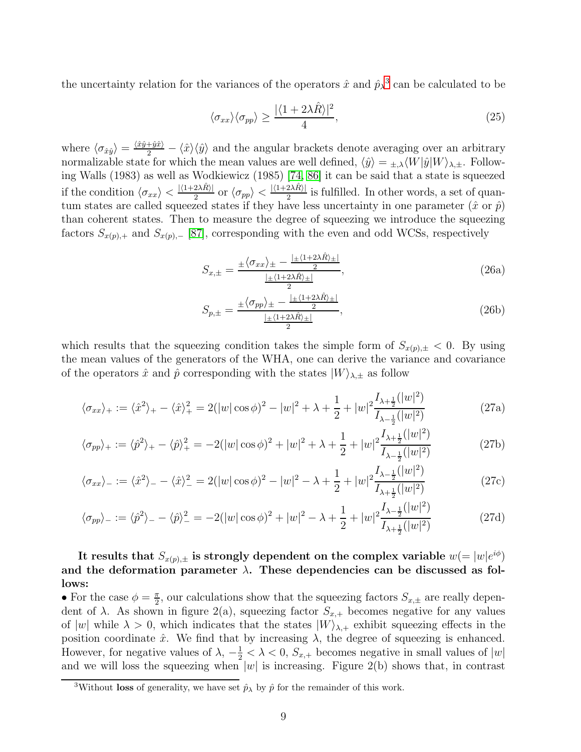the uncertainty relation for the variances of the operators $\hat{x}$ and $\hat{p}_\lambda$[3] can be calculated to be

$$\langle\sigma_{xx}\rangle\langle\sigma_{pp}\rangle \geq \frac{|\langle 1+2\lambda\hat{R}\rangle|^2}{4}, \tag{25}$$

where $\langle\sigma_{\hat{x}\hat{y}}\rangle = \frac{\langle\hat{x}\hat{y}+\hat{y}\hat{x}\rangle}{2} - \langle\hat{x}\rangle\langle\hat{y}\rangle$ and the angular brackets denote averaging over an arbitrary normalizable state for which the mean values are well defined, $\langle\hat{y}\rangle = {}_{\pm,\lambda}\langle W|\hat{y}|W\rangle_{\lambda,\pm}$. Following Walls (1983) as well as Wodkiewicz (1985) [74, 86] it can be said that a state is squeezed if the condition $\langle\sigma_{xx}\rangle < \frac{|\langle 1+2\lambda\hat{R}\rangle|}{2}$ or $\langle\sigma_{pp}\rangle < \frac{|\langle 1+2\lambda\hat{R}\rangle|}{2}$ is fulfilled. In other words, a set of quantum states are called squeezed states if they have less uncertainty in one parameter ($\hat{x}$ or $\hat{p}$) than coherent states. Then to measure the degree of squeezing we introduce the squeezing factors $S_{x(p),+}$ and $S_{x(p),-}$ [87], corresponding with the even and odd WCSs, respectively

$$S_{x,\pm} = \frac{{}_{\pm}\langle\sigma_{xx}\rangle_{\pm} - \frac{|{}_{\pm}\langle 1+2\lambda\hat{R}\rangle_{\pm}|}{2}}{\frac{|{}_{\pm}\langle 1+2\lambda\hat{R}\rangle_{\pm}|}{2}}, \tag{26a}$$

$$S_{p,\pm} = \frac{{}_{\pm}\langle\sigma_{pp}\rangle_{\pm} - \frac{|{}_{\pm}\langle 1+2\lambda\hat{R}\rangle_{\pm}|}{2}}{\frac{|{}_{\pm}\langle 1+2\lambda\hat{R}\rangle_{\pm}|}{2}}, \tag{26b}$$

which results that the squeezing condition takes the simple form of $S_{x(p),\pm} < 0$. By using the mean values of the generators of the WHA, one can derive the variance and covariance of the operators $\hat{x}$ and $\hat{p}$ corresponding with the states $|W\rangle_{\lambda,\pm}$ as follow

$$\langle\sigma_{xx}\rangle_{+} := \langle\hat{x}^2\rangle_{+} - \langle\hat{x}\rangle_{+}^2 = 2(|w|\cos\phi)^2 - |w|^2 + \lambda + \frac{1}{2} + |w|^2\frac{I_{\lambda+\frac{1}{2}}(|w|^2)}{I_{\lambda-\frac{1}{2}}(|w|^2)} \tag{27a}$$

$$\langle\sigma_{pp}\rangle_{+} := \langle\hat{p}^2\rangle_{+} - \langle\hat{p}\rangle_{+}^2 = -2(|w|\cos\phi)^2 + |w|^2 + \lambda + \frac{1}{2} + |w|^2\frac{I_{\lambda+\frac{1}{2}}(|w|^2)}{I_{\lambda-\frac{1}{2}}(|w|^2)} \tag{27b}$$

$$\langle\sigma_{xx}\rangle_{-} := \langle\hat{x}^2\rangle_{-} - \langle\hat{x}\rangle_{-}^2 = 2(|w|\cos\phi)^2 - |w|^2 - \lambda + \frac{1}{2} + |w|^2\frac{I_{\lambda-\frac{1}{2}}(|w|^2)}{I_{\lambda+\frac{1}{2}}(|w|^2)} \tag{27c}$$

$$\langle\sigma_{pp}\rangle_{-} := \langle\hat{p}^2\rangle_{-} - \langle\hat{p}\rangle_{-}^2 = -2(|w|\cos\phi)^2 + |w|^2 - \lambda + \frac{1}{2} + |w|^2\frac{I_{\lambda-\frac{1}{2}}(|w|^2)}{I_{\lambda+\frac{1}{2}}(|w|^2)} \tag{27d}$$

**It results that $S_{x(p),\pm}$ is strongly dependent on the complex variable $w(=|w|e^{i\phi})$ and the deformation parameter $\lambda$. These dependencies can be discussed as follows:**

- For the case $\phi = \frac{\pi}{2}$, our calculations show that the squeezing factors $S_{x,\pm}$ are really dependent of $\lambda$. As shown in figure 2(a), squeezing factor $S_{x,+}$ becomes negative for any values of $|w|$ while $\lambda > 0$, which indicates that the states $|W\rangle_{\lambda,+}$ exhibit squeezing effects in the position coordinate $\hat{x}$. We find that by increasing $\lambda$, the degree of squeezing is enhanced. However, for negative values of $\lambda$, $-\frac{1}{2} < \lambda < 0$, $S_{x,+}$ becomes negative in small values of $|w|$ and we will loss the squeezing when $|w|$ is increasing. Figure 2(b) shows that, in contrast

[3] Without **loss** of generality, we have set $\hat{p}_\lambda$ by $\hat{p}$ for the remainder of this work.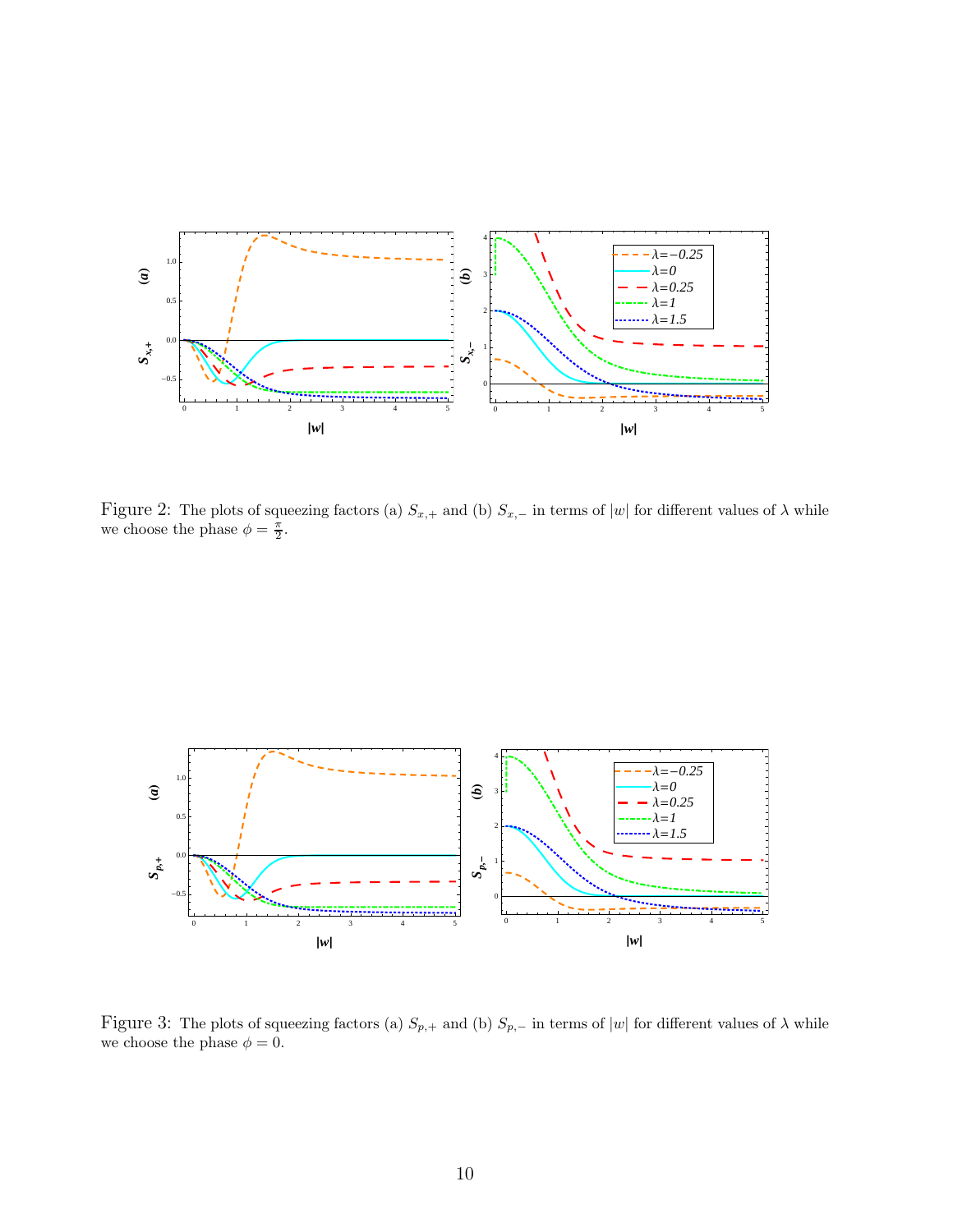Figure 2: The plots of squeezing factors (a) $S_{x,+}$ and (b) $S_{x,-}$ in terms of $|w|$ for different values of $\lambda$ while we choose the phase $\phi = \frac{\pi}{2}$.

Figure 3: The plots of squeezing factors (a) $S_{p,+}$ and (b) $S_{p,-}$ in terms of $|w|$ for different values of $\lambda$ while we choose the phase $\phi = 0$.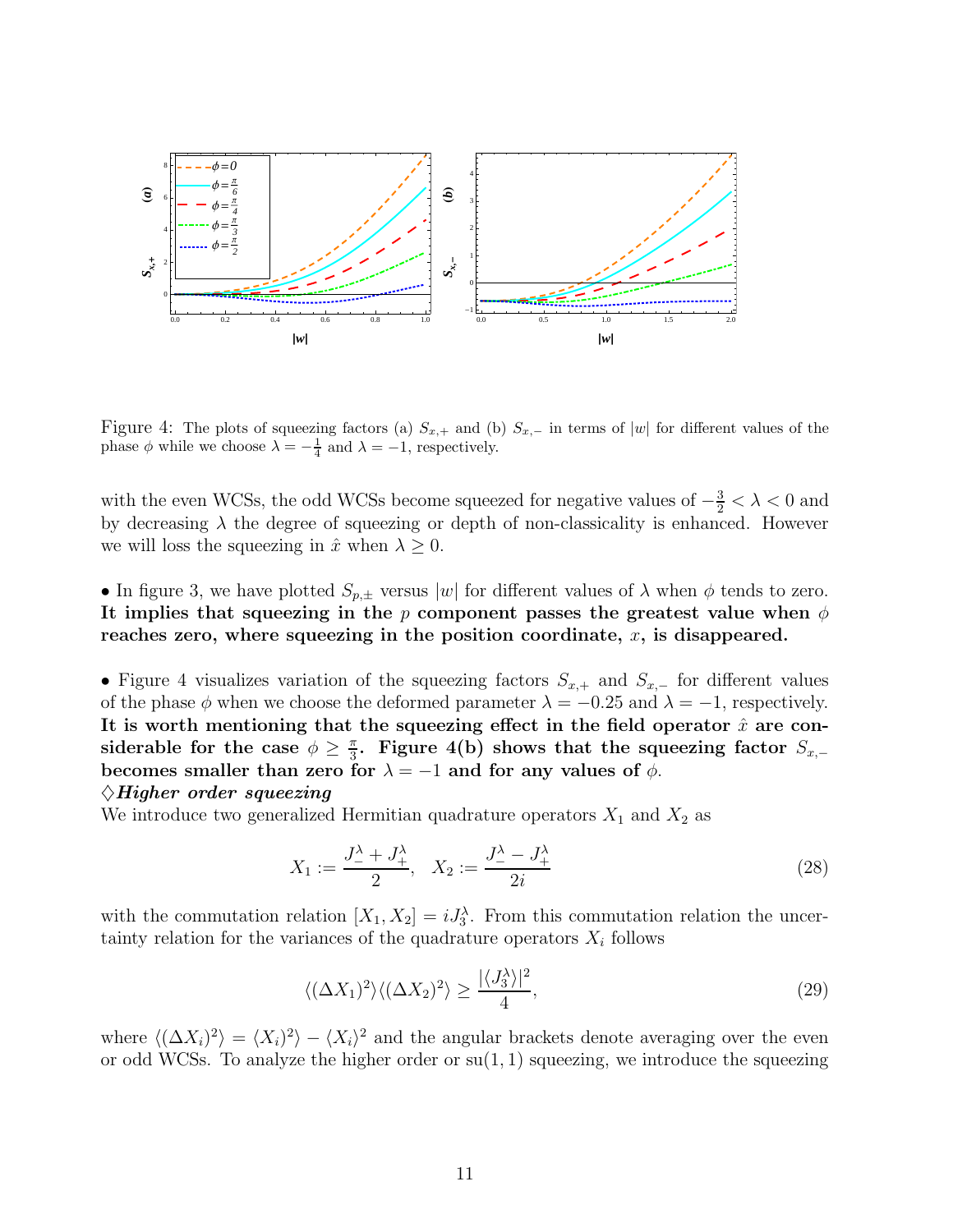Figure 4: The plots of squeezing factors (a) $S_{x,+}$ and (b) $S_{x,-}$ in terms of $|w|$ for different values of the phase $\phi$ while we choose $\lambda = -\frac{1}{4}$ and $\lambda = -1$, respectively.

with the even WCSs, the odd WCSs become squeezed for negative values of $-\frac{3}{2} < \lambda < 0$ and by decreasing $\lambda$ the degree of squeezing or depth of non-classicality is enhanced. However we will loss the squeezing in $\hat{x}$ when $\lambda \geq 0$.

• In figure 3, we have plotted $S_{p,\pm}$ versus $|w|$ for different values of $\lambda$ when $\phi$ tends to zero. **It implies that squeezing in the $p$ component passes the greatest value when $\phi$ reaches zero, where squeezing in the position coordinate, $x$, is disappeared.**

• Figure 4 visualizes variation of the squeezing factors $S_{x,+}$ and $S_{x,-}$ for different values of the phase $\phi$ when we choose the deformed parameter $\lambda = -0.25$ and $\lambda = -1$, respectively. **It is worth mentioning that the squeezing effect in the field operator $\hat{x}$ are considerable for the case $\phi \geq \frac{\pi}{3}$. Figure 4(b) shows that the squeezing factor $S_{x,-}$ becomes smaller than zero for $\lambda = -1$ and for any values of $\phi$.**

◇***Higher order squeezing***

We introduce two generalized Hermitian quadrature operators $X_1$ and $X_2$ as

$$X_1 := \frac{J_-^\lambda + J_+^\lambda}{2}, \quad X_2 := \frac{J_-^\lambda - J_+^\lambda}{2i} \tag{28}$$

with the commutation relation $[X_1, X_2] = iJ_3^\lambda$. From this commutation relation the uncertainty relation for the variances of the quadrature operators $X_i$ follows

$$\langle(\Delta X_1)^2\rangle\langle(\Delta X_2)^2\rangle \geq \frac{|\langle J_3^\lambda\rangle|^2}{4}, \tag{29}$$

where $\langle(\Delta X_i)^2\rangle = \langle X_i)^2\rangle - \langle X_i\rangle^2$ and the angular brackets denote averaging over the even or odd WCSs. To analyze the higher order or su(1,1) squeezing, we introduce the squeezing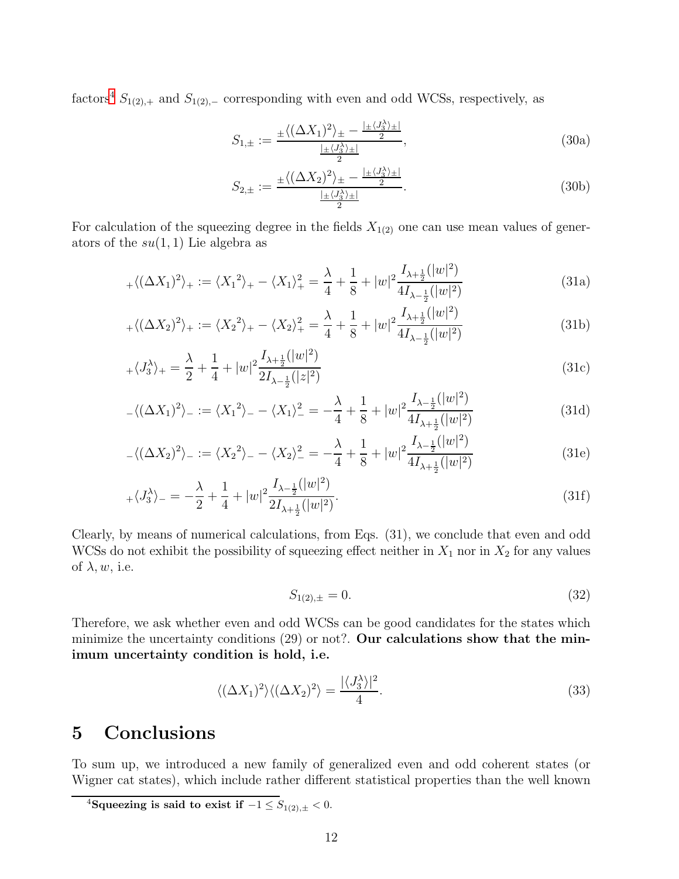factors[4] $S_{1(2),+}$ and $S_{1(2),-}$ corresponding with even and odd WCSs, respectively, as

$$S_{1,\pm} := \frac{{}_{\pm}\langle(\Delta X_1)^2\rangle_{\pm} - \frac{|{}_{\pm}\langle J_3^{\lambda}\rangle_{\pm}|}{2}}{\frac{|{}_{\pm}\langle J_3^{\lambda}\rangle_{\pm}|}{2}}, \tag{30a}$$

$$S_{2,\pm} := \frac{{}_{\pm}\langle(\Delta X_2)^2\rangle_{\pm} - \frac{|{}_{\pm}\langle J_3^{\lambda}\rangle_{\pm}|}{2}}{\frac{|{}_{\pm}\langle J_3^{\lambda}\rangle_{\pm}|}{2}}. \tag{30b}$$

For calculation of the squeezing degree in the fields $X_{1(2)}$ one can use mean values of generators of the $su(1,1)$ Lie algebra as

$${}_{+}\langle(\Delta X_1)^2\rangle_{+} := \langle {X_1}^2\rangle_{+} - \langle X_1\rangle_{+}^2 = \frac{\lambda}{4} + \frac{1}{8} + |w|^2 \frac{I_{\lambda+\frac{1}{2}}(|w|^2)}{4I_{\lambda-\frac{1}{2}}(|w|^2)} \tag{31a}$$

$${}_{+}\langle(\Delta X_2)^2\rangle_{+} := \langle {X_2}^2\rangle_{+} - \langle X_2\rangle_{+}^2 = \frac{\lambda}{4} + \frac{1}{8} + |w|^2 \frac{I_{\lambda+\frac{1}{2}}(|w|^2)}{4I_{\lambda-\frac{1}{2}}(|w|^2)} \tag{31b}$$

$${}_{+}\langle J_3^{\lambda}\rangle_{+} = \frac{\lambda}{2} + \frac{1}{4} + |w|^2 \frac{I_{\lambda+\frac{1}{2}}(|w|^2)}{2I_{\lambda-\frac{1}{2}}(|z|^2)} \tag{31c}$$

$${}_{-}\langle(\Delta X_1)^2\rangle_{-} := \langle {X_1}^2\rangle_{-} - \langle X_1\rangle_{-}^2 = -\frac{\lambda}{4} + \frac{1}{8} + |w|^2 \frac{I_{\lambda-\frac{1}{2}}(|w|^2)}{4I_{\lambda+\frac{1}{2}}(|w|^2)} \tag{31d}$$

$${}_{-}\langle(\Delta X_2)^2\rangle_{-} := \langle {X_2}^2\rangle_{-} - \langle X_2\rangle_{-}^2 = -\frac{\lambda}{4} + \frac{1}{8} + |w|^2 \frac{I_{\lambda-\frac{1}{2}}(|w|^2)}{4I_{\lambda+\frac{1}{2}}(|w|^2)} \tag{31e}$$

$${}_{+}\langle J_3^{\lambda}\rangle_{-} = -\frac{\lambda}{2} + \frac{1}{4} + |w|^2 \frac{I_{\lambda-\frac{1}{2}}(|w|^2)}{2I_{\lambda+\frac{1}{2}}(|w|^2)}. \tag{31f}$$

Clearly, by means of numerical calculations, from Eqs. (31), we conclude that even and odd WCSs do not exhibit the possibility of squeezing effect neither in $X_1$ nor in $X_2$ for any values of $\lambda, w$, i.e.

$$S_{1(2),\pm} = 0. \tag{32}$$

Therefore, we ask whether even and odd WCSs can be good candidates for the states which minimize the uncertainty conditions (29) or not?. **Our calculations show that the minimum uncertainty condition is hold, i.e.**

$$\langle(\Delta X_1)^2\rangle\langle(\Delta X_2)^2\rangle = \frac{|\langle J_3^{\lambda}\rangle|^2}{4}. \tag{33}$$

# 5 Conclusions

To sum up, we introduced a new family of generalized even and odd coherent states (or Wigner cat states), which include rather different statistical properties than the well known

[4] **Squeezing is said to exist if** $-1 \leq S_{1(2),\pm} < 0$.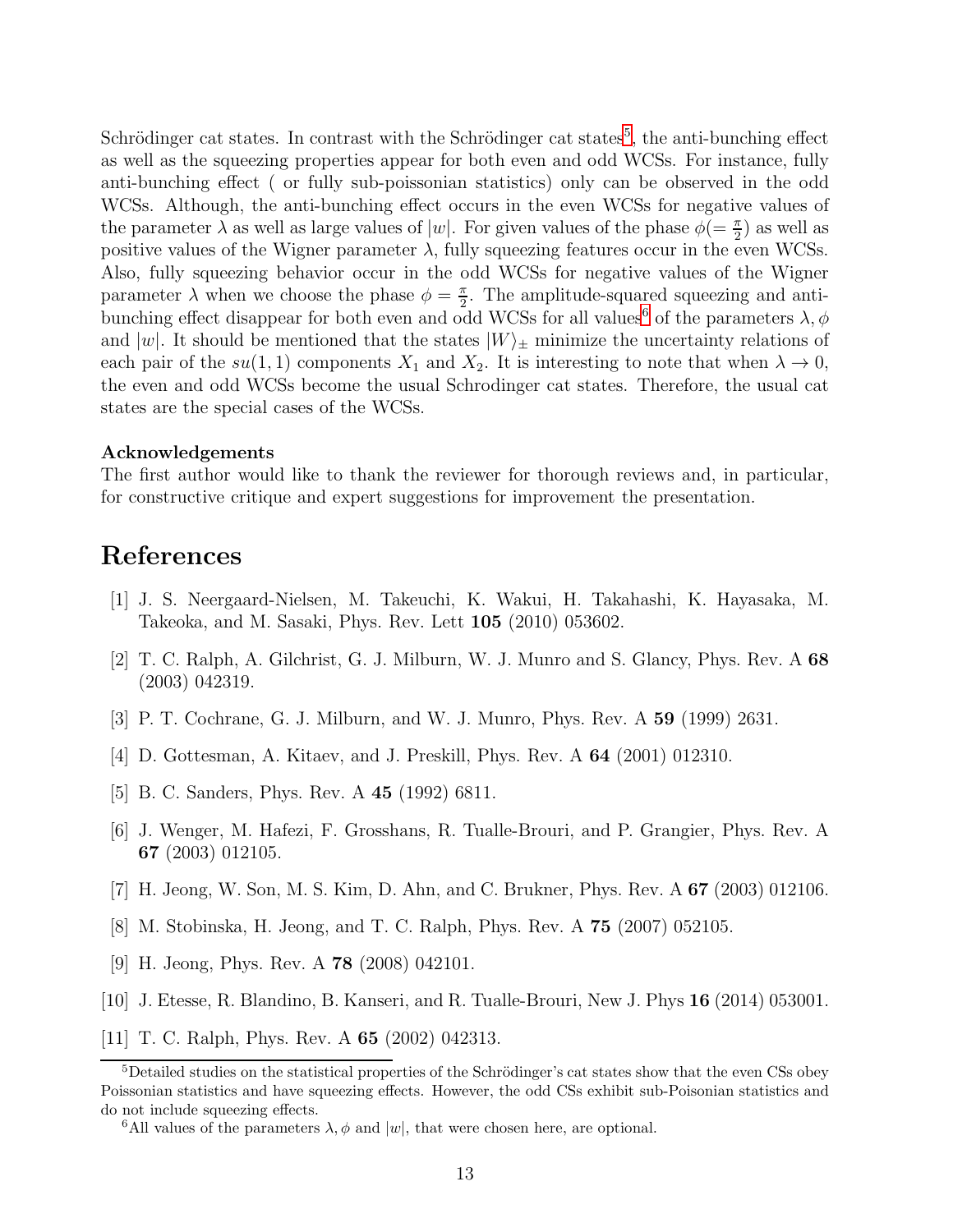Schrödinger cat states. In contrast with the Schrödinger cat states[5], the anti-bunching effect as well as the squeezing properties appear for both even and odd WCSs. For instance, fully anti-bunching effect ( or fully sub-poissonian statistics) only can be observed in the odd WCSs. Although, the anti-bunching effect occurs in the even WCSs for negative values of the parameter $\lambda$ as well as large values of $|w|$. For given values of the phase $\phi(=\frac{\pi}{2})$ as well as positive values of the Wigner parameter $\lambda$, fully squeezing features occur in the even WCSs. Also, fully squeezing behavior occur in the odd WCSs for negative values of the Wigner parameter $\lambda$ when we choose the phase $\phi = \frac{\pi}{2}$. The amplitude-squared squeezing and anti-bunching effect disappear for both even and odd WCSs for all values[6] of the parameters $\lambda, \phi$ and $|w|$. It should be mentioned that the states $|W\rangle_{\pm}$ minimize the uncertainty relations of each pair of the $su(1,1)$ components $X_1$ and $X_2$. It is interesting to note that when $\lambda \to 0$, the even and odd WCSs become the usual Schrodinger cat states. Therefore, the usual cat states are the special cases of the WCSs.

**Acknowledgements**

The first author would like to thank the reviewer for thorough reviews and, in particular, for constructive critique and expert suggestions for improvement the presentation.

# References

[1] J. S. Neergaard-Nielsen, M. Takeuchi, K. Wakui, H. Takahashi, K. Hayasaka, M. Takeoka, and M. Sasaki, Phys. Rev. Lett **105** (2010) 053602.

[2] T. C. Ralph, A. Gilchrist, G. J. Milburn, W. J. Munro and S. Glancy, Phys. Rev. A **68** (2003) 042319.

[3] P. T. Cochrane, G. J. Milburn, and W. J. Munro, Phys. Rev. A **59** (1999) 2631.

[4] D. Gottesman, A. Kitaev, and J. Preskill, Phys. Rev. A **64** (2001) 012310.

[5] B. C. Sanders, Phys. Rev. A **45** (1992) 6811.

[6] J. Wenger, M. Hafezi, F. Grosshans, R. Tualle-Brouri, and P. Grangier, Phys. Rev. A **67** (2003) 012105.

[7] H. Jeong, W. Son, M. S. Kim, D. Ahn, and C. Brukner, Phys. Rev. A **67** (2003) 012106.

[8] M. Stobinska, H. Jeong, and T. C. Ralph, Phys. Rev. A **75** (2007) 052105.

[9] H. Jeong, Phys. Rev. A **78** (2008) 042101.

[10] J. Etesse, R. Blandino, B. Kanseri, and R. Tualle-Brouri, New J. Phys **16** (2014) 053001.

[11] T. C. Ralph, Phys. Rev. A **65** (2002) 042313.

---

[5] Detailed studies on the statistical properties of the Schrödinger's cat states show that the even CSs obey Poissonian statistics and have squeezing effects. However, the odd CSs exhibit sub-Poisonian statistics and do not include squeezing effects.

[6] All values of the parameters $\lambda, \phi$ and $|w|$, that were chosen here, are optional.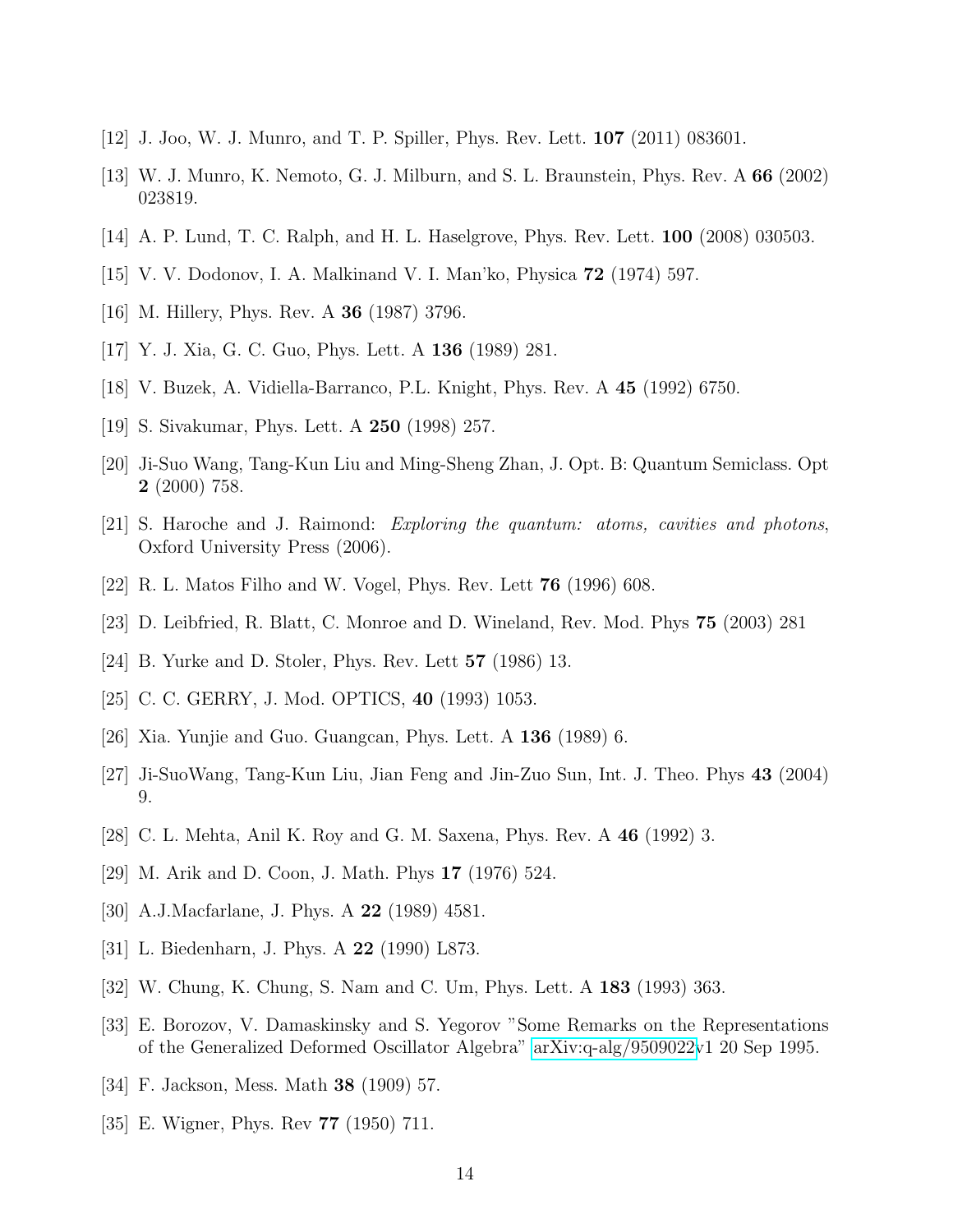[12] J. Joo, W. J. Munro, and T. P. Spiller, Phys. Rev. Lett. **107** (2011) 083601.

[13] W. J. Munro, K. Nemoto, G. J. Milburn, and S. L. Braunstein, Phys. Rev. A **66** (2002) 023819.

[14] A. P. Lund, T. C. Ralph, and H. L. Haselgrove, Phys. Rev. Lett. **100** (2008) 030503.

[15] V. V. Dodonov, I. A. Malkinand V. I. Man'ko, Physica **72** (1974) 597.

[16] M. Hillery, Phys. Rev. A **36** (1987) 3796.

[17] Y. J. Xia, G. C. Guo, Phys. Lett. A **136** (1989) 281.

[18] V. Buzek, A. Vidiella-Barranco, P.L. Knight, Phys. Rev. A **45** (1992) 6750.

[19] S. Sivakumar, Phys. Lett. A **250** (1998) 257.

[20] Ji-Suo Wang, Tang-Kun Liu and Ming-Sheng Zhan, J. Opt. B: Quantum Semiclass. Opt **2** (2000) 758.

[21] S. Haroche and J. Raimond: *Exploring the quantum: atoms, cavities and photons*, Oxford University Press (2006).

[22] R. L. Matos Filho and W. Vogel, Phys. Rev. Lett **76** (1996) 608.

[23] D. Leibfried, R. Blatt, C. Monroe and D. Wineland, Rev. Mod. Phys **75** (2003) 281

[24] B. Yurke and D. Stoler, Phys. Rev. Lett **57** (1986) 13.

[25] C. C. GERRY, J. Mod. OPTICS, **40** (1993) 1053.

[26] Xia. Yunjie and Guo. Guangcan, Phys. Lett. A **136** (1989) 6.

[27] Ji-SuoWang, Tang-Kun Liu, Jian Feng and Jin-Zuo Sun, Int. J. Theo. Phys **43** (2004) 9.

[28] C. L. Mehta, Anil K. Roy and G. M. Saxena, Phys. Rev. A **46** (1992) 3.

[29] M. Arik and D. Coon, J. Math. Phys **17** (1976) 524.

[30] A.J.Macfarlane, J. Phys. A **22** (1989) 4581.

[31] L. Biedenharn, J. Phys. A **22** (1990) L873.

[32] W. Chung, K. Chung, S. Nam and C. Um, Phys. Lett. A **183** (1993) 363.

[33] E. Borozov, V. Damaskinsky and S. Yegorov "Some Remarks on the Representations of the Generalized Deformed Oscillator Algebra" arXiv:q-alg/9509022v1 20 Sep 1995.

[34] F. Jackson, Mess. Math **38** (1909) 57.

[35] E. Wigner, Phys. Rev **77** (1950) 711.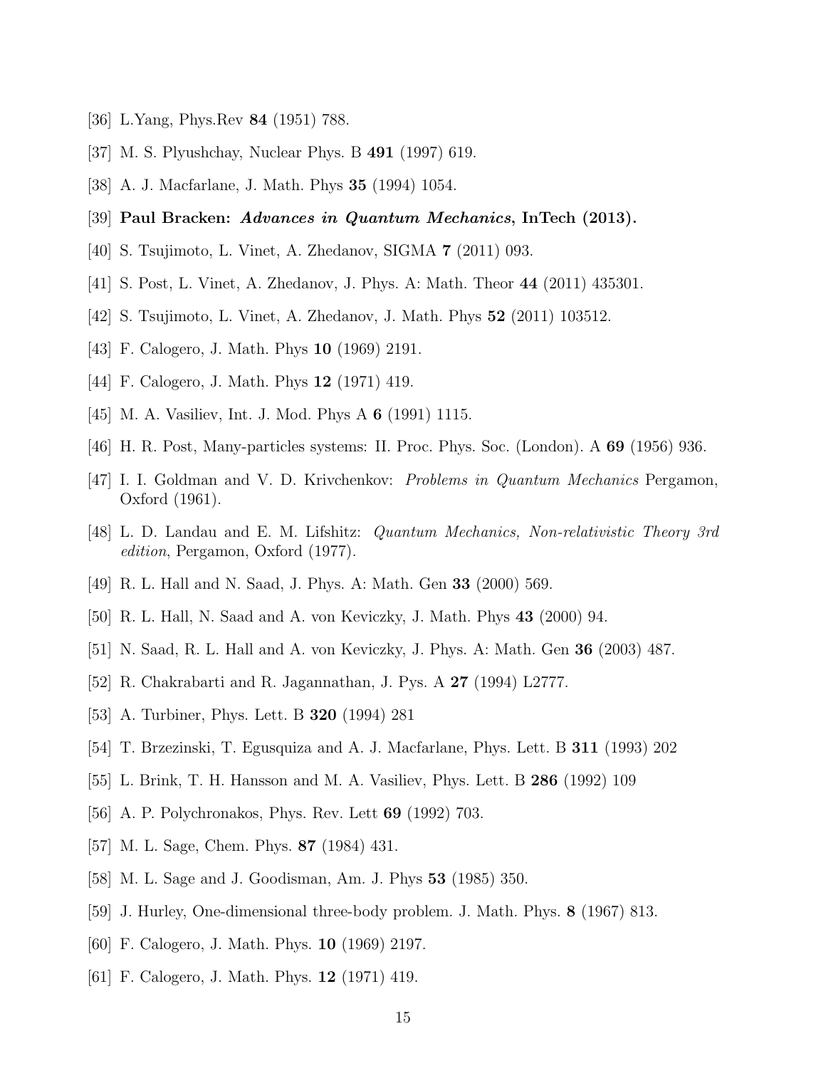[36] L.Yang, Phys.Rev **84** (1951) 788.

[37] M. S. Plyushchay, Nuclear Phys. B **491** (1997) 619.

[38] A. J. Macfarlane, J. Math. Phys **35** (1994) 1054.

[39] **Paul Bracken: *Advances in Quantum Mechanics*, InTech (2013).**

[40] S. Tsujimoto, L. Vinet, A. Zhedanov, SIGMA **7** (2011) 093.

[41] S. Post, L. Vinet, A. Zhedanov, J. Phys. A: Math. Theor **44** (2011) 435301.

[42] S. Tsujimoto, L. Vinet, A. Zhedanov, J. Math. Phys **52** (2011) 103512.

[43] F. Calogero, J. Math. Phys **10** (1969) 2191.

[44] F. Calogero, J. Math. Phys **12** (1971) 419.

[45] M. A. Vasiliev, Int. J. Mod. Phys A **6** (1991) 1115.

[46] H. R. Post, Many-particles systems: II. Proc. Phys. Soc. (London). A **69** (1956) 936.

[47] I. I. Goldman and V. D. Krivchenkov: *Problems in Quantum Mechanics* Pergamon, Oxford (1961).

[48] L. D. Landau and E. M. Lifshitz: *Quantum Mechanics, Non-relativistic Theory 3rd edition*, Pergamon, Oxford (1977).

[49] R. L. Hall and N. Saad, J. Phys. A: Math. Gen **33** (2000) 569.

[50] R. L. Hall, N. Saad and A. von Keviczky, J. Math. Phys **43** (2000) 94.

[51] N. Saad, R. L. Hall and A. von Keviczky, J. Phys. A: Math. Gen **36** (2003) 487.

[52] R. Chakrabarti and R. Jagannathan, J. Pys. A **27** (1994) L2777.

[53] A. Turbiner, Phys. Lett. B **320** (1994) 281

[54] T. Brzezinski, T. Egusquiza and A. J. Macfarlane, Phys. Lett. B **311** (1993) 202

[55] L. Brink, T. H. Hansson and M. A. Vasiliev, Phys. Lett. B **286** (1992) 109

[56] A. P. Polychronakos, Phys. Rev. Lett **69** (1992) 703.

[57] M. L. Sage, Chem. Phys. **87** (1984) 431.

[58] M. L. Sage and J. Goodisman, Am. J. Phys **53** (1985) 350.

[59] J. Hurley, One-dimensional three-body problem. J. Math. Phys. **8** (1967) 813.

[60] F. Calogero, J. Math. Phys. **10** (1969) 2197.

[61] F. Calogero, J. Math. Phys. **12** (1971) 419.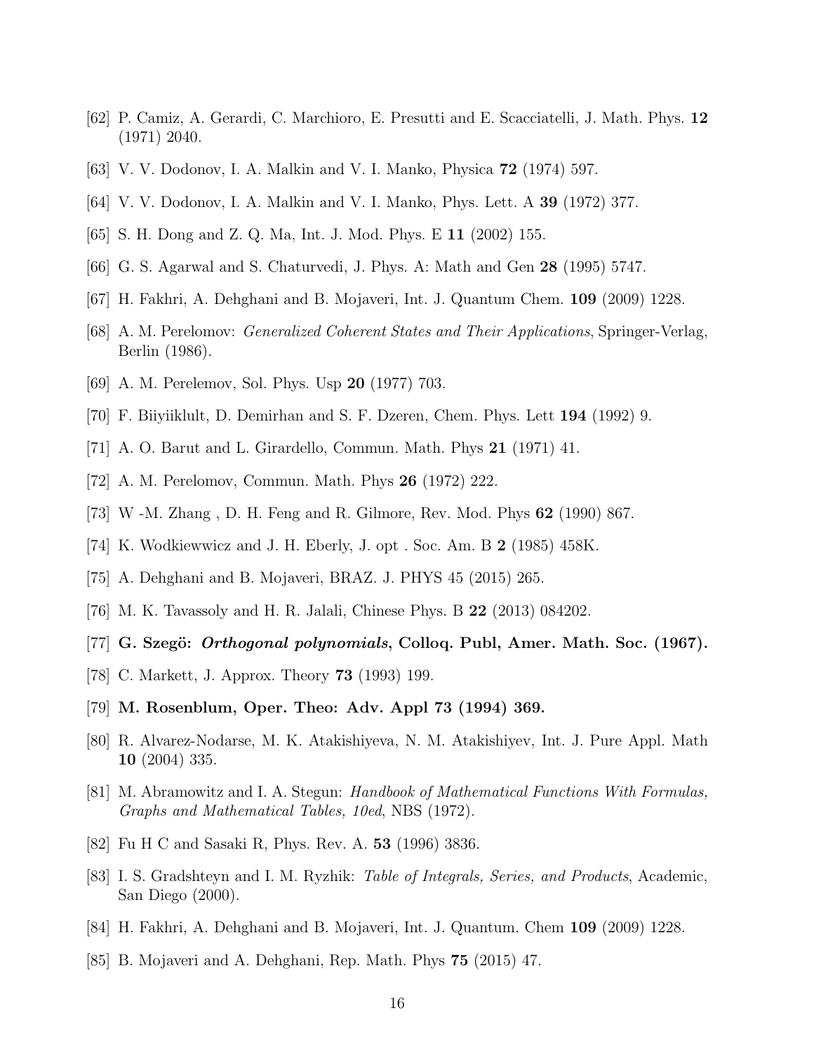[62] P. Camiz, A. Gerardi, C. Marchioro, E. Presutti and E. Scacciatelli, J. Math. Phys. **12** (1971) 2040.

[63] V. V. Dodonov, I. A. Malkin and V. I. Manko, Physica **72** (1974) 597.

[64] V. V. Dodonov, I. A. Malkin and V. I. Manko, Phys. Lett. A **39** (1972) 377.

[65] S. H. Dong and Z. Q. Ma, Int. J. Mod. Phys. E **11** (2002) 155.

[66] G. S. Agarwal and S. Chaturvedi, J. Phys. A: Math and Gen **28** (1995) 5747.

[67] H. Fakhri, A. Dehghani and B. Mojaveri, Int. J. Quantum Chem. **109** (2009) 1228.

[68] A. M. Perelomov: *Generalized Coherent States and Their Applications*, Springer-Verlag, Berlin (1986).

[69] A. M. Perelemov, Sol. Phys. Usp **20** (1977) 703.

[70] F. Biiyiiklult, D. Demirhan and S. F. Dzeren, Chem. Phys. Lett **194** (1992) 9.

[71] A. O. Barut and L. Girardello, Commun. Math. Phys **21** (1971) 41.

[72] A. M. Perelomov, Commun. Math. Phys **26** (1972) 222.

[73] W -M. Zhang , D. H. Feng and R. Gilmore, Rev. Mod. Phys **62** (1990) 867.

[74] K. Wodkiewwicz and J. H. Eberly, J. opt . Soc. Am. B **2** (1985) 458K.

[75] A. Dehghani and B. Mojaveri, BRAZ. J. PHYS 45 (2015) 265.

[76] M. K. Tavassoly and H. R. Jalali, Chinese Phys. B **22** (2013) 084202.

[77] **G. Szegö: *Orthogonal polynomials*, Colloq. Publ, Amer. Math. Soc. (1967).**

[78] C. Markett, J. Approx. Theory **73** (1993) 199.

[79] **M. Rosenblum, Oper. Theo: Adv. Appl 73 (1994) 369.**

[80] R. Alvarez-Nodarse, M. K. Atakishiyeva, N. M. Atakishiyev, Int. J. Pure Appl. Math **10** (2004) 335.

[81] M. Abramowitz and I. A. Stegun: *Handbook of Mathematical Functions With Formulas, Graphs and Mathematical Tables, 10ed*, NBS (1972).

[82] Fu H C and Sasaki R, Phys. Rev. A. **53** (1996) 3836.

[83] I. S. Gradshteyn and I. M. Ryzhik: *Table of Integrals, Series, and Products*, Academic, San Diego (2000).

[84] H. Fakhri, A. Dehghani and B. Mojaveri, Int. J. Quantum. Chem **109** (2009) 1228.

[85] B. Mojaveri and A. Dehghani, Rep. Math. Phys **75** (2015) 47.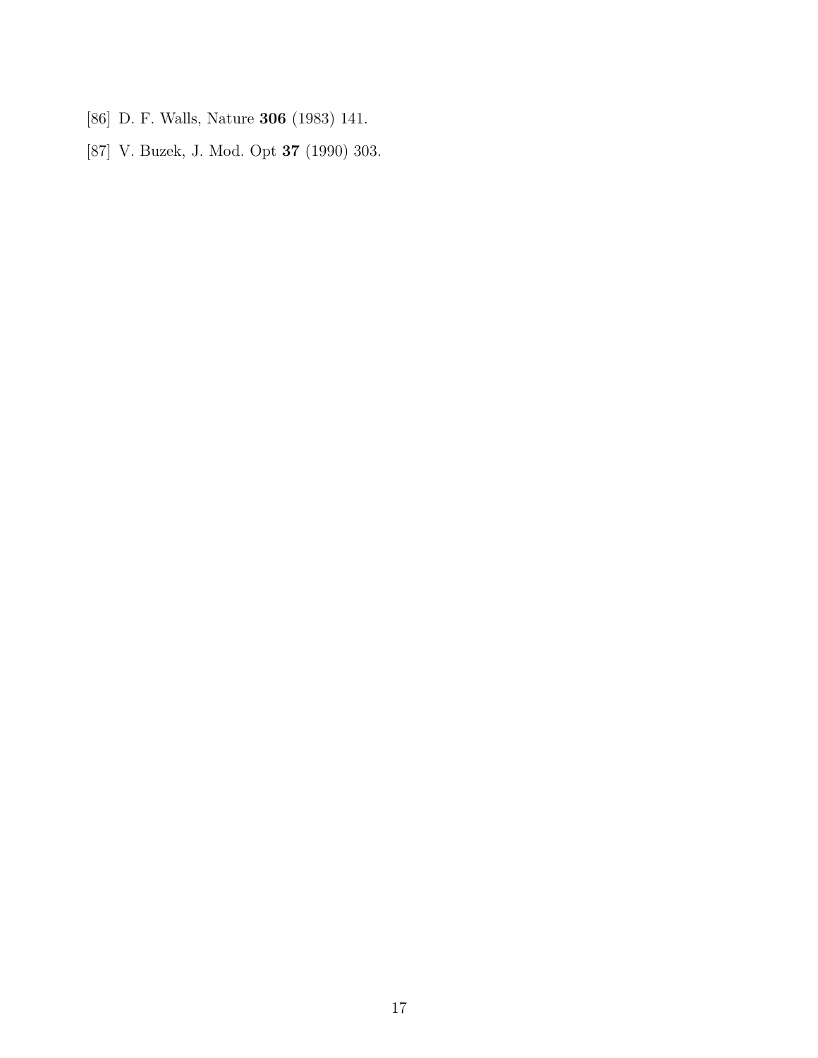[86] D. F. Walls, Nature **306** (1983) 141.

[87] V. Buzek, J. Mod. Opt **37** (1990) 303.